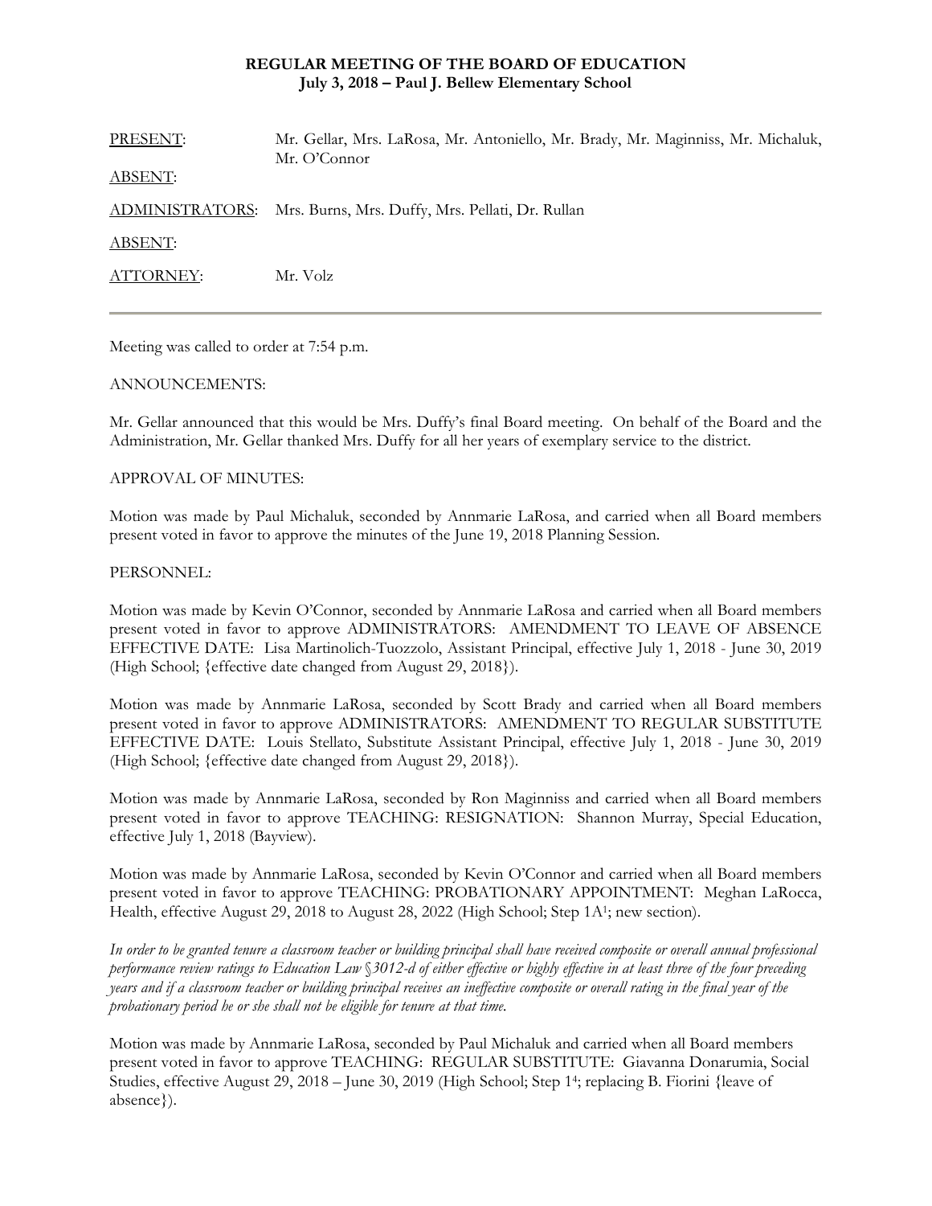**REGULAR MEETING OF THE BOARD OF EDUCATION**
**July 3, 2018 – Paul J. Bellew Elementary School**

| | |
|---|---|
| PRESENT: | Mr. Gellar, Mrs. LaRosa, Mr. Antoniello, Mr. Brady, Mr. Maginniss, Mr. Michaluk, Mr. O'Connor |
| ABSENT: | |
| ADMINISTRATORS: | Mrs. Burns, Mrs. Duffy, Mrs. Pellati, Dr. Rullan |
| ABSENT: | |
| ATTORNEY: | Mr. Volz |

---

Meeting was called to order at 7:54 p.m.

ANNOUNCEMENTS:

Mr. Gellar announced that this would be Mrs. Duffy's final Board meeting. On behalf of the Board and the Administration, Mr. Gellar thanked Mrs. Duffy for all her years of exemplary service to the district.

APPROVAL OF MINUTES:

Motion was made by Paul Michaluk, seconded by Annmarie LaRosa, and carried when all Board members present voted in favor to approve the minutes of the June 19, 2018 Planning Session.

PERSONNEL:

Motion was made by Kevin O'Connor, seconded by Annmarie LaRosa and carried when all Board members present voted in favor to approve ADMINISTRATORS: AMENDMENT TO LEAVE OF ABSENCE EFFECTIVE DATE: Lisa Martinolich-Tuozzolo, Assistant Principal, effective July 1, 2018 - June 30, 2019 (High School; {effective date changed from August 29, 2018}).

Motion was made by Annmarie LaRosa, seconded by Scott Brady and carried when all Board members present voted in favor to approve ADMINISTRATORS: AMENDMENT TO REGULAR SUBSTITUTE EFFECTIVE DATE: Louis Stellato, Substitute Assistant Principal, effective July 1, 2018 - June 30, 2019 (High School; {effective date changed from August 29, 2018}).

Motion was made by Annmarie LaRosa, seconded by Ron Maginniss and carried when all Board members present voted in favor to approve TEACHING: RESIGNATION: Shannon Murray, Special Education, effective July 1, 2018 (Bayview).

Motion was made by Annmarie LaRosa, seconded by Kevin O'Connor and carried when all Board members present voted in favor to approve TEACHING: PROBATIONARY APPOINTMENT: Meghan LaRocca, Health, effective August 29, 2018 to August 28, 2022 (High School; Step 1A[1]; new section).

*In order to be granted tenure a classroom teacher or building principal shall have received composite or overall annual professional performance review ratings to Education Law §3012-d of either effective or highly effective in at least three of the four preceding years and if a classroom teacher or building principal receives an ineffective composite or overall rating in the final year of the probationary period he or she shall not be eligible for tenure at that time.*

Motion was made by Annmarie LaRosa, seconded by Paul Michaluk and carried when all Board members present voted in favor to approve TEACHING: REGULAR SUBSTITUTE: Giavanna Donarumia, Social Studies, effective August 29, 2018 – June 30, 2019 (High School; Step 1[4]; replacing B. Fiorini {leave of absence}).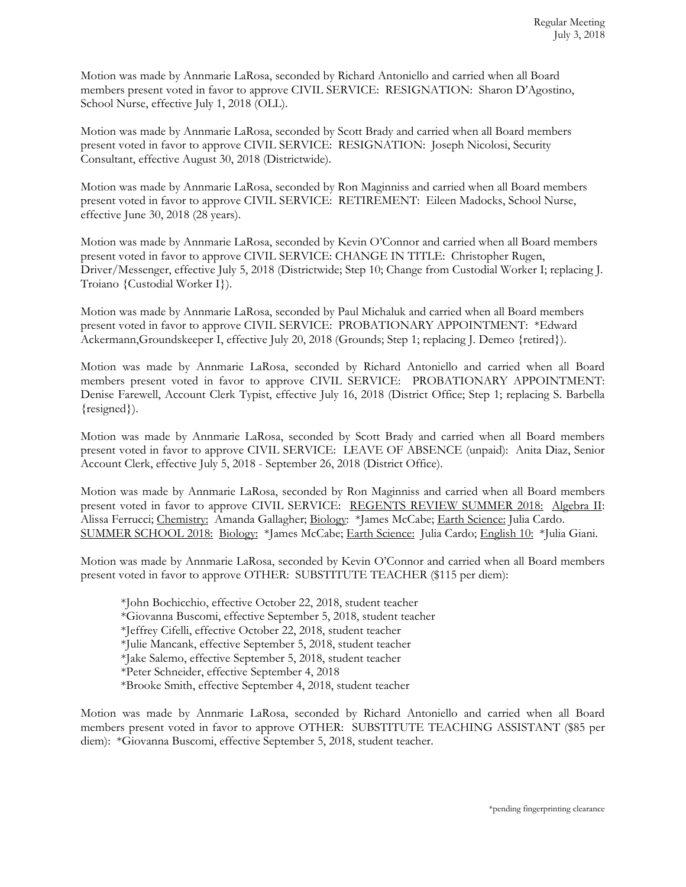Motion was made by Annmarie LaRosa, seconded by Richard Antoniello and carried when all Board members present voted in favor to approve CIVIL SERVICE: RESIGNATION: Sharon D'Agostino, School Nurse, effective July 1, 2018 (OLL).

Motion was made by Annmarie LaRosa, seconded by Scott Brady and carried when all Board members present voted in favor to approve CIVIL SERVICE: RESIGNATION: Joseph Nicolosi, Security Consultant, effective August 30, 2018 (Districtwide).

Motion was made by Annmarie LaRosa, seconded by Ron Maginniss and carried when all Board members present voted in favor to approve CIVIL SERVICE: RETIREMENT: Eileen Madocks, School Nurse, effective June 30, 2018 (28 years).

Motion was made by Annmarie LaRosa, seconded by Kevin O'Connor and carried when all Board members present voted in favor to approve CIVIL SERVICE: CHANGE IN TITLE: Christopher Rugen, Driver/Messenger, effective July 5, 2018 (Districtwide; Step 10; Change from Custodial Worker I; replacing J. Troiano {Custodial Worker I}).

Motion was made by Annmarie LaRosa, seconded by Paul Michaluk and carried when all Board members present voted in favor to approve CIVIL SERVICE: PROBATIONARY APPOINTMENT: *Edward Ackermann,Groundskeeper I, effective July 20, 2018 (Grounds; Step 1; replacing J. Demeo {retired}).

Motion was made by Annmarie LaRosa, seconded by Richard Antoniello and carried when all Board members present voted in favor to approve CIVIL SERVICE: PROBATIONARY APPOINTMENT: Denise Farewell, Account Clerk Typist, effective July 16, 2018 (District Office; Step 1; replacing S. Barbella {resigned}).

Motion was made by Annmarie LaRosa, seconded by Scott Brady and carried when all Board members present voted in favor to approve CIVIL SERVICE: LEAVE OF ABSENCE (unpaid): Anita Diaz, Senior Account Clerk, effective July 5, 2018 - September 26, 2018 (District Office).

Motion was made by Annmarie LaRosa, seconded by Ron Maginniss and carried when all Board members present voted in favor to approve CIVIL SERVICE: REGENTS REVIEW SUMMER 2018: Algebra II: Alissa Ferrucci; Chemistry: Amanda Gallagher; Biology: *James McCabe; Earth Science: Julia Cardo. SUMMER SCHOOL 2018: Biology: *James McCabe; Earth Science: Julia Cardo; English 10: *Julia Giani.

Motion was made by Annmarie LaRosa, seconded by Kevin O'Connor and carried when all Board members present voted in favor to approve OTHER: SUBSTITUTE TEACHER ($115 per diem):

*John Bochicchio, effective October 22, 2018, student teacher
*Giovanna Buscomi, effective September 5, 2018, student teacher
*Jeffrey Cifelli, effective October 22, 2018, student teacher
*Julie Mancank, effective September 5, 2018, student teacher
*Jake Salemo, effective September 5, 2018, student teacher
*Peter Schneider, effective September 4, 2018
*Brooke Smith, effective September 4, 2018, student teacher

Motion was made by Annmarie LaRosa, seconded by Richard Antoniello and carried when all Board members present voted in favor to approve OTHER: SUBSTITUTE TEACHING ASSISTANT ($85 per diem): *Giovanna Buscomi, effective September 5, 2018, student teacher.

*pending fingerprinting clearance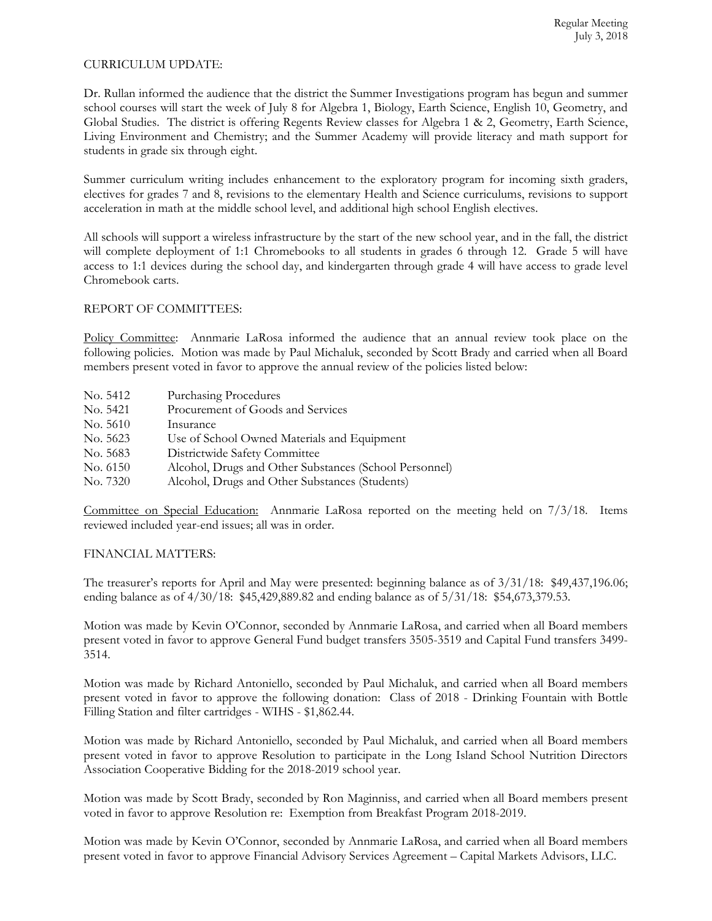CURRICULUM UPDATE:

Dr. Rullan informed the audience that the district the Summer Investigations program has begun and summer school courses will start the week of July 8 for Algebra 1, Biology, Earth Science, English 10, Geometry, and Global Studies. The district is offering Regents Review classes for Algebra 1 & 2, Geometry, Earth Science, Living Environment and Chemistry; and the Summer Academy will provide literacy and math support for students in grade six through eight.

Summer curriculum writing includes enhancement to the exploratory program for incoming sixth graders, electives for grades 7 and 8, revisions to the elementary Health and Science curriculums, revisions to support acceleration in math at the middle school level, and additional high school English electives.

All schools will support a wireless infrastructure by the start of the new school year, and in the fall, the district will complete deployment of 1:1 Chromebooks to all students in grades 6 through 12. Grade 5 will have access to 1:1 devices during the school day, and kindergarten through grade 4 will have access to grade level Chromebook carts.

REPORT OF COMMITTEES:

Policy Committee: Annmarie LaRosa informed the audience that an annual review took place on the following policies. Motion was made by Paul Michaluk, seconded by Scott Brady and carried when all Board members present voted in favor to approve the annual review of the policies listed below:

| | |
|---|---|
| No. 5412 | Purchasing Procedures |
| No. 5421 | Procurement of Goods and Services |
| No. 5610 | Insurance |
| No. 5623 | Use of School Owned Materials and Equipment |
| No. 5683 | Districtwide Safety Committee |
| No. 6150 | Alcohol, Drugs and Other Substances (School Personnel) |
| No. 7320 | Alcohol, Drugs and Other Substances (Students) |

Committee on Special Education: Annmarie LaRosa reported on the meeting held on 7/3/18. Items reviewed included year-end issues; all was in order.

FINANCIAL MATTERS:

The treasurer's reports for April and May were presented: beginning balance as of 3/31/18: $49,437,196.06; ending balance as of 4/30/18: $45,429,889.82 and ending balance as of 5/31/18: $54,673,379.53.

Motion was made by Kevin O'Connor, seconded by Annmarie LaRosa, and carried when all Board members present voted in favor to approve General Fund budget transfers 3505-3519 and Capital Fund transfers 3499-3514.

Motion was made by Richard Antoniello, seconded by Paul Michaluk, and carried when all Board members present voted in favor to approve the following donation: Class of 2018 - Drinking Fountain with Bottle Filling Station and filter cartridges - WIHS - $1,862.44.

Motion was made by Richard Antoniello, seconded by Paul Michaluk, and carried when all Board members present voted in favor to approve Resolution to participate in the Long Island School Nutrition Directors Association Cooperative Bidding for the 2018-2019 school year.

Motion was made by Scott Brady, seconded by Ron Maginniss, and carried when all Board members present voted in favor to approve Resolution re: Exemption from Breakfast Program 2018-2019.

Motion was made by Kevin O'Connor, seconded by Annmarie LaRosa, and carried when all Board members present voted in favor to approve Financial Advisory Services Agreement – Capital Markets Advisors, LLC.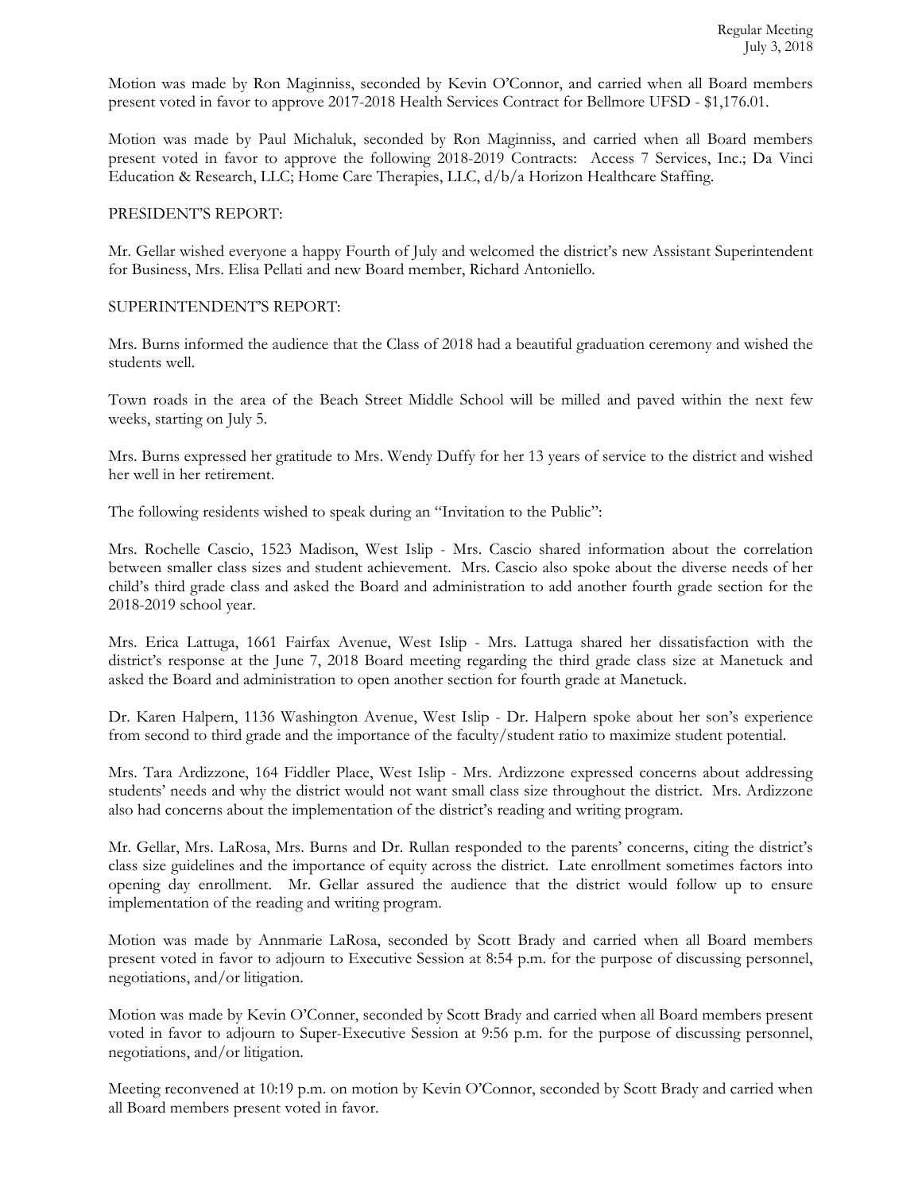Motion was made by Ron Maginniss, seconded by Kevin O'Connor, and carried when all Board members present voted in favor to approve 2017-2018 Health Services Contract for Bellmore UFSD - $1,176.01.

Motion was made by Paul Michaluk, seconded by Ron Maginniss, and carried when all Board members present voted in favor to approve the following 2018-2019 Contracts: Access 7 Services, Inc.; Da Vinci Education & Research, LLC; Home Care Therapies, LLC, d/b/a Horizon Healthcare Staffing.

PRESIDENT'S REPORT:

Mr. Gellar wished everyone a happy Fourth of July and welcomed the district's new Assistant Superintendent for Business, Mrs. Elisa Pellati and new Board member, Richard Antoniello.

SUPERINTENDENT'S REPORT:

Mrs. Burns informed the audience that the Class of 2018 had a beautiful graduation ceremony and wished the students well.

Town roads in the area of the Beach Street Middle School will be milled and paved within the next few weeks, starting on July 5.

Mrs. Burns expressed her gratitude to Mrs. Wendy Duffy for her 13 years of service to the district and wished her well in her retirement.

The following residents wished to speak during an "Invitation to the Public":

Mrs. Rochelle Cascio, 1523 Madison, West Islip - Mrs. Cascio shared information about the correlation between smaller class sizes and student achievement. Mrs. Cascio also spoke about the diverse needs of her child's third grade class and asked the Board and administration to add another fourth grade section for the 2018-2019 school year.

Mrs. Erica Lattuga, 1661 Fairfax Avenue, West Islip - Mrs. Lattuga shared her dissatisfaction with the district's response at the June 7, 2018 Board meeting regarding the third grade class size at Manetuck and asked the Board and administration to open another section for fourth grade at Manetuck.

Dr. Karen Halpern, 1136 Washington Avenue, West Islip - Dr. Halpern spoke about her son's experience from second to third grade and the importance of the faculty/student ratio to maximize student potential.

Mrs. Tara Ardizzone, 164 Fiddler Place, West Islip - Mrs. Ardizzone expressed concerns about addressing students' needs and why the district would not want small class size throughout the district. Mrs. Ardizzone also had concerns about the implementation of the district's reading and writing program.

Mr. Gellar, Mrs. LaRosa, Mrs. Burns and Dr. Rullan responded to the parents' concerns, citing the district's class size guidelines and the importance of equity across the district. Late enrollment sometimes factors into opening day enrollment. Mr. Gellar assured the audience that the district would follow up to ensure implementation of the reading and writing program.

Motion was made by Annmarie LaRosa, seconded by Scott Brady and carried when all Board members present voted in favor to adjourn to Executive Session at 8:54 p.m. for the purpose of discussing personnel, negotiations, and/or litigation.

Motion was made by Kevin O'Conner, seconded by Scott Brady and carried when all Board members present voted in favor to adjourn to Super-Executive Session at 9:56 p.m. for the purpose of discussing personnel, negotiations, and/or litigation.

Meeting reconvened at 10:19 p.m. on motion by Kevin O'Connor, seconded by Scott Brady and carried when all Board members present voted in favor.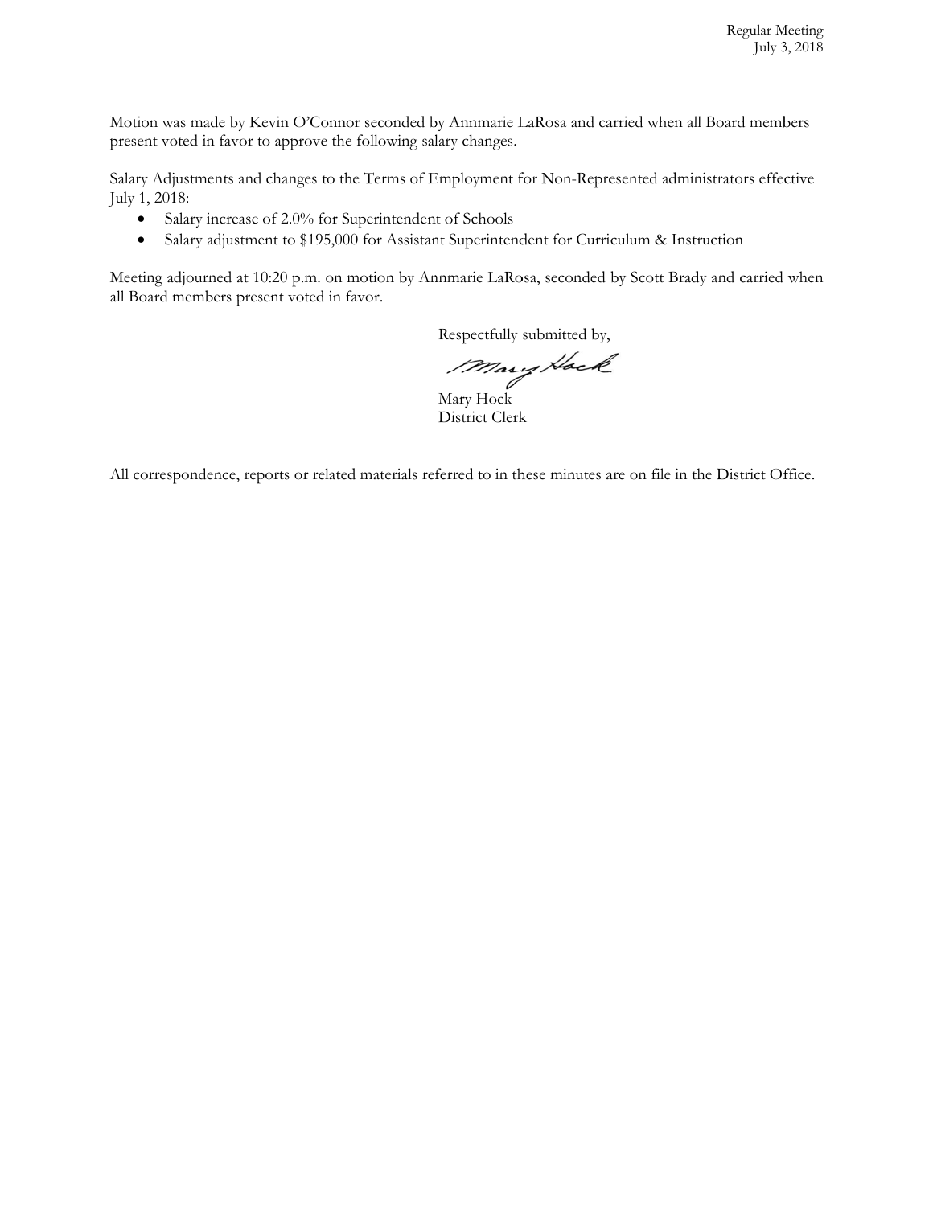Motion was made by Kevin O'Connor seconded by Annmarie LaRosa and carried when all Board members present voted in favor to approve the following salary changes.

Salary Adjustments and changes to the Terms of Employment for Non-Represented administrators effective July 1, 2018:

- Salary increase of 2.0% for Superintendent of Schools
- Salary adjustment to $195,000 for Assistant Superintendent for Curriculum & Instruction

Meeting adjourned at 10:20 p.m. on motion by Annmarie LaRosa, seconded by Scott Brady and carried when all Board members present voted in favor.

Respectfully submitted by,

Mary Hock
District Clerk

All correspondence, reports or related materials referred to in these minutes are on file in the District Office.